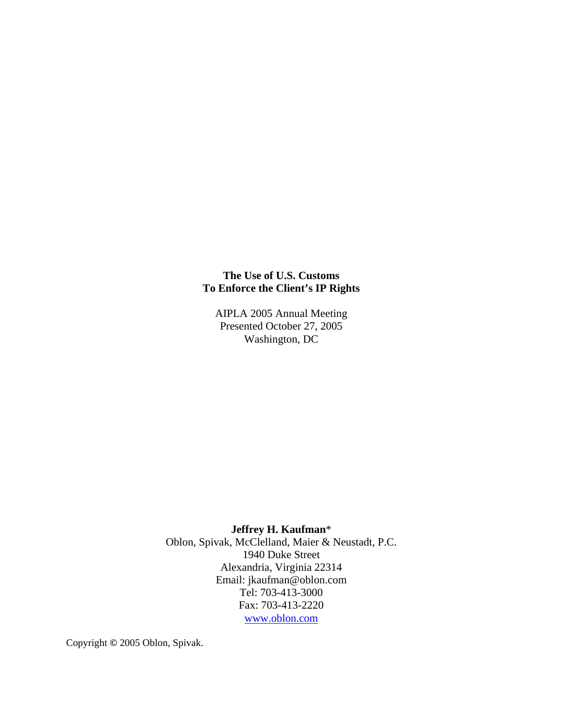# The Use of U.S. Customs
# To Enforce the Client's IP Rights

AIPLA 2005 Annual Meeting
Presented October 27, 2005
Washington, DC

**Jeffrey H. Kaufman***
Oblon, Spivak, McClelland, Maier & Neustadt, P.C.
1940 Duke Street
Alexandria, Virginia 22314
Email: jkaufman@oblon.com
Tel: 703-413-3000
Fax: 703-413-2220
www.oblon.com

Copyright © 2005 Oblon, Spivak.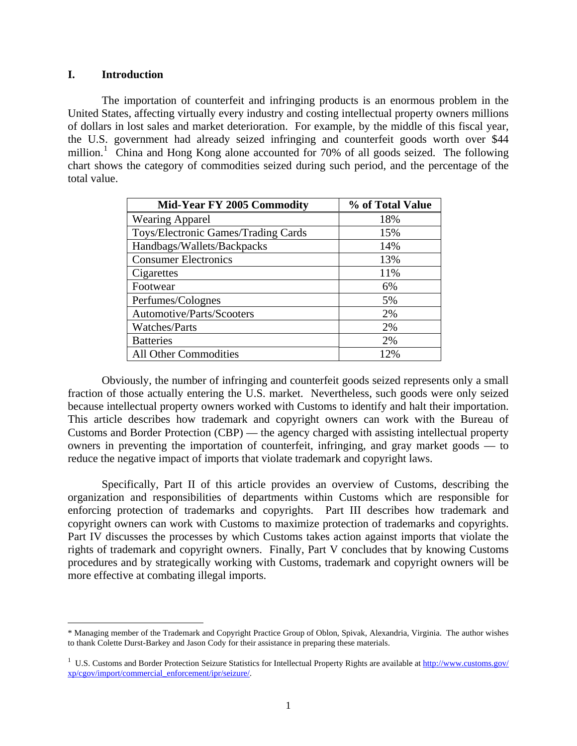## I. Introduction

The importation of counterfeit and infringing products is an enormous problem in the United States, affecting virtually every industry and costing intellectual property owners millions of dollars in lost sales and market deterioration. For example, by the middle of this fiscal year, the U.S. government had already seized infringing and counterfeit goods worth over $44 million.[1] China and Hong Kong alone accounted for 70% of all goods seized. The following chart shows the category of commodities seized during such period, and the percentage of the total value.

| Mid-Year FY 2005 Commodity | % of Total Value |
|---|---|
| Wearing Apparel | 18% |
| Toys/Electronic Games/Trading Cards | 15% |
| Handbags/Wallets/Backpacks | 14% |
| Consumer Electronics | 13% |
| Cigarettes | 11% |
| Footwear | 6% |
| Perfumes/Colognes | 5% |
| Automotive/Parts/Scooters | 2% |
| Watches/Parts | 2% |
| Batteries | 2% |
| All Other Commodities | 12% |

Obviously, the number of infringing and counterfeit goods seized represents only a small fraction of those actually entering the U.S. market. Nevertheless, such goods were only seized because intellectual property owners worked with Customs to identify and halt their importation. This article describes how trademark and copyright owners can work with the Bureau of Customs and Border Protection (CBP) — the agency charged with assisting intellectual property owners in preventing the importation of counterfeit, infringing, and gray market goods — to reduce the negative impact of imports that violate trademark and copyright laws.

Specifically, Part II of this article provides an overview of Customs, describing the organization and responsibilities of departments within Customs which are responsible for enforcing protection of trademarks and copyrights. Part III describes how trademark and copyright owners can work with Customs to maximize protection of trademarks and copyrights. Part IV discusses the processes by which Customs takes action against imports that violate the rights of trademark and copyright owners. Finally, Part V concludes that by knowing Customs procedures and by strategically working with Customs, trademark and copyright owners will be more effective at combating illegal imports.

---

* Managing member of the Trademark and Copyright Practice Group of Oblon, Spivak, Alexandria, Virginia. The author wishes to thank Colette Durst-Barkey and Jason Cody for their assistance in preparing these materials.

[1] U.S. Customs and Border Protection Seizure Statistics for Intellectual Property Rights are available at http://www.customs.gov/xp/cgov/import/commercial_enforcement/ipr/seizure/.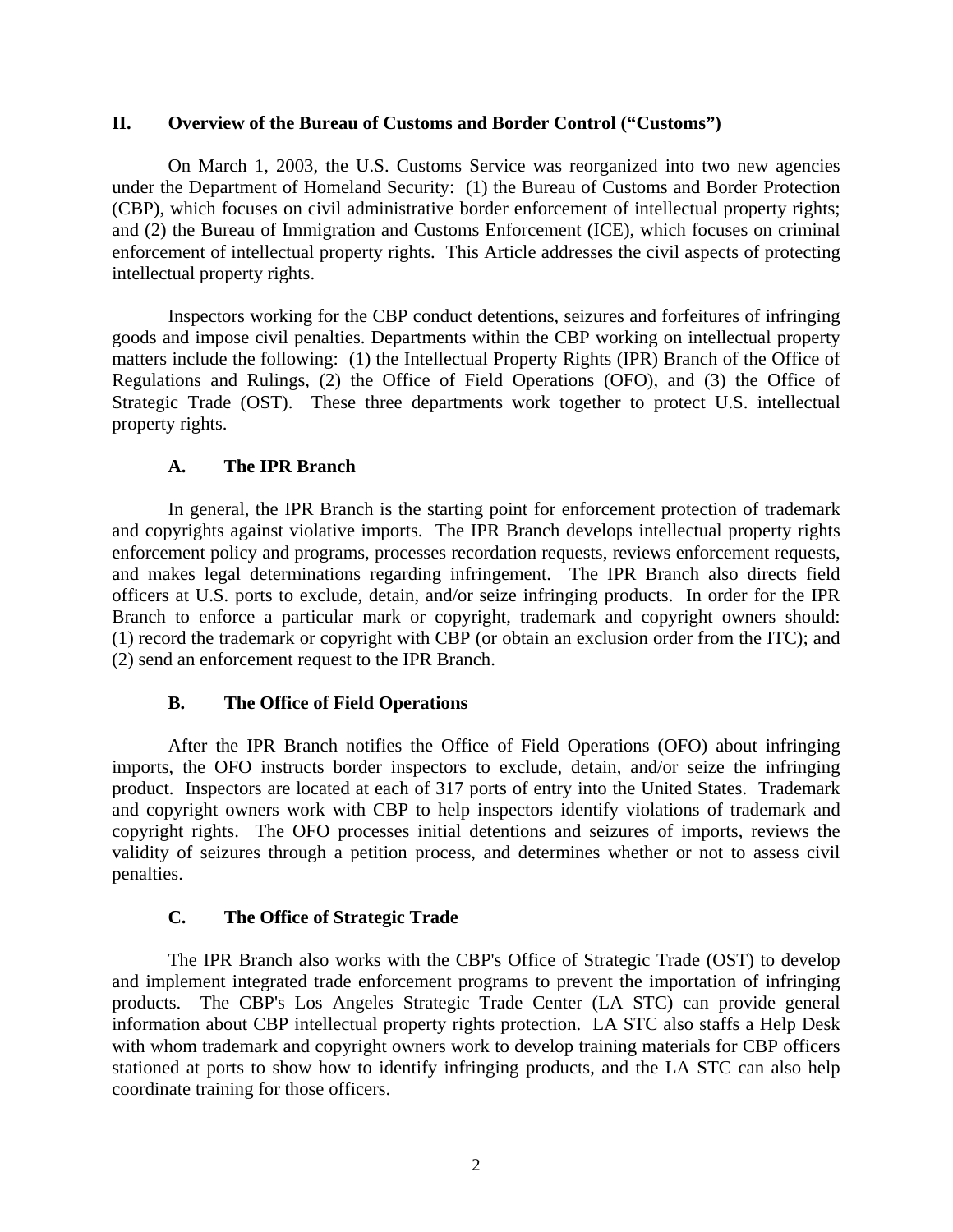## II. Overview of the Bureau of Customs and Border Control ("Customs")

On March 1, 2003, the U.S. Customs Service was reorganized into two new agencies under the Department of Homeland Security: (1) the Bureau of Customs and Border Protection (CBP), which focuses on civil administrative border enforcement of intellectual property rights; and (2) the Bureau of Immigration and Customs Enforcement (ICE), which focuses on criminal enforcement of intellectual property rights. This Article addresses the civil aspects of protecting intellectual property rights.

Inspectors working for the CBP conduct detentions, seizures and forfeitures of infringing goods and impose civil penalties. Departments within the CBP working on intellectual property matters include the following: (1) the Intellectual Property Rights (IPR) Branch of the Office of Regulations and Rulings, (2) the Office of Field Operations (OFO), and (3) the Office of Strategic Trade (OST). These three departments work together to protect U.S. intellectual property rights.

### A. The IPR Branch

In general, the IPR Branch is the starting point for enforcement protection of trademark and copyrights against violative imports. The IPR Branch develops intellectual property rights enforcement policy and programs, processes recordation requests, reviews enforcement requests, and makes legal determinations regarding infringement. The IPR Branch also directs field officers at U.S. ports to exclude, detain, and/or seize infringing products. In order for the IPR Branch to enforce a particular mark or copyright, trademark and copyright owners should: (1) record the trademark or copyright with CBP (or obtain an exclusion order from the ITC); and (2) send an enforcement request to the IPR Branch.

### B. The Office of Field Operations

After the IPR Branch notifies the Office of Field Operations (OFO) about infringing imports, the OFO instructs border inspectors to exclude, detain, and/or seize the infringing product. Inspectors are located at each of 317 ports of entry into the United States. Trademark and copyright owners work with CBP to help inspectors identify violations of trademark and copyright rights. The OFO processes initial detentions and seizures of imports, reviews the validity of seizures through a petition process, and determines whether or not to assess civil penalties.

### C. The Office of Strategic Trade

The IPR Branch also works with the CBP's Office of Strategic Trade (OST) to develop and implement integrated trade enforcement programs to prevent the importation of infringing products. The CBP's Los Angeles Strategic Trade Center (LA STC) can provide general information about CBP intellectual property rights protection. LA STC also staffs a Help Desk with whom trademark and copyright owners work to develop training materials for CBP officers stationed at ports to show how to identify infringing products, and the LA STC can also help coordinate training for those officers.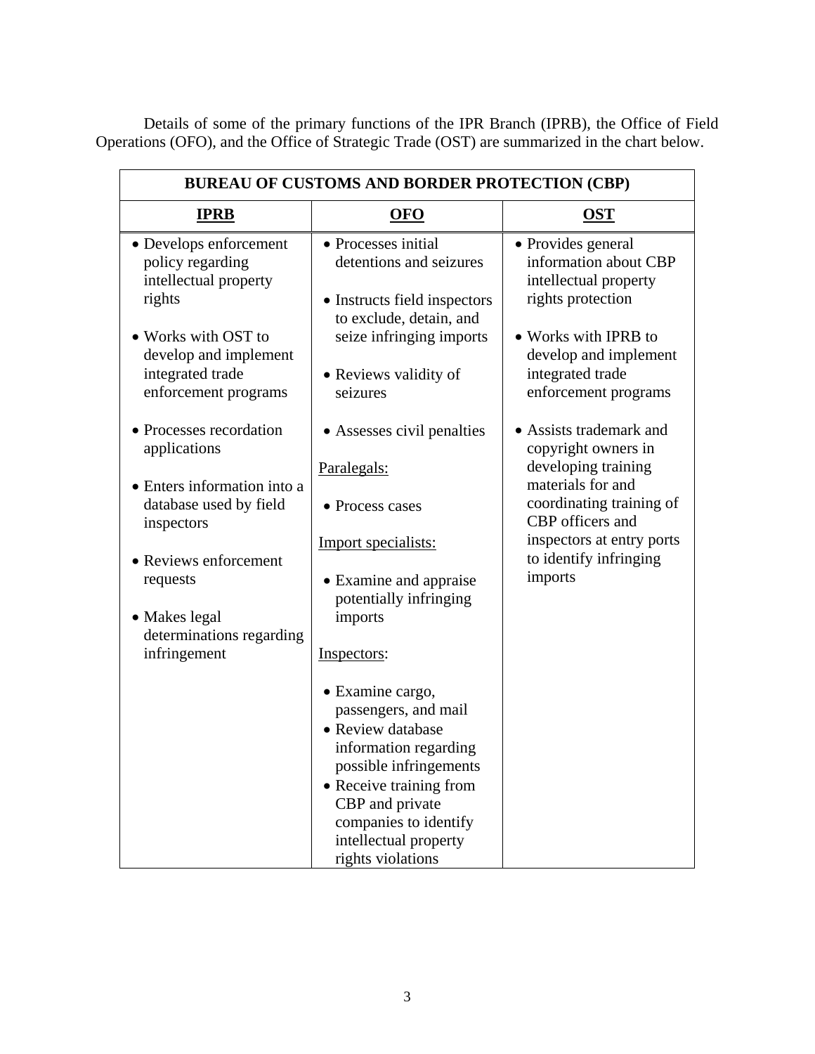Details of some of the primary functions of the IPR Branch (IPRB), the Office of Field Operations (OFO), and the Office of Strategic Trade (OST) are summarized in the chart below.

| **BUREAU OF CUSTOMS AND BORDER PROTECTION (CBP)** | | |
|---|---|---|
| **IPRB** | **OFO** | **OST** |
| • Develops enforcement policy regarding intellectual property rights<br><br>• Works with OST to develop and implement integrated trade enforcement programs<br><br>• Processes recordation applications<br><br>• Enters information into a database used by field inspectors<br><br>• Reviews enforcement requests<br><br>• Makes legal determinations regarding infringement | • Processes initial detentions and seizures<br><br>• Instructs field inspectors to exclude, detain, and seize infringing imports<br><br>• Reviews validity of seizures<br><br>• Assesses civil penalties<br><br>Paralegals:<br><br>• Process cases<br><br>Import specialists:<br><br>• Examine and appraise potentially infringing imports<br><br>Inspectors:<br><br>• Examine cargo, passengers, and mail<br>• Review database information regarding possible infringements<br>• Receive training from CBP and private companies to identify intellectual property rights violations | • Provides general information about CBP intellectual property rights protection<br><br>• Works with IPRB to develop and implement integrated trade enforcement programs<br><br>• Assists trademark and copyright owners in developing training materials for and coordinating training of CBP officers and inspectors at entry ports to identify infringing imports |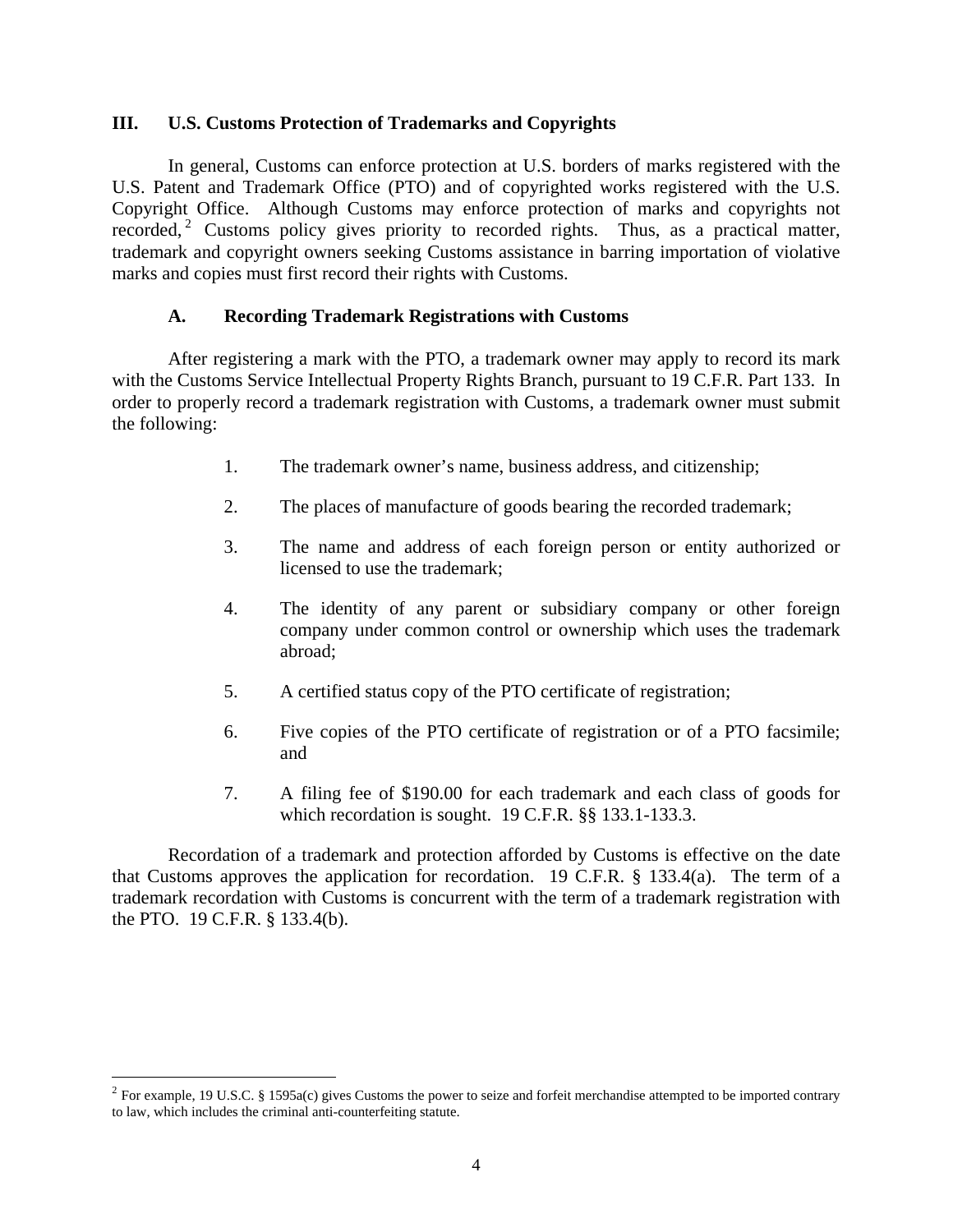## III. U.S. Customs Protection of Trademarks and Copyrights

In general, Customs can enforce protection at U.S. borders of marks registered with the U.S. Patent and Trademark Office (PTO) and of copyrighted works registered with the U.S. Copyright Office. Although Customs may enforce protection of marks and copyrights not recorded,[2] Customs policy gives priority to recorded rights. Thus, as a practical matter, trademark and copyright owners seeking Customs assistance in barring importation of violative marks and copies must first record their rights with Customs.

### A. Recording Trademark Registrations with Customs

After registering a mark with the PTO, a trademark owner may apply to record its mark with the Customs Service Intellectual Property Rights Branch, pursuant to 19 C.F.R. Part 133. In order to properly record a trademark registration with Customs, a trademark owner must submit the following:

1. The trademark owner's name, business address, and citizenship;
2. The places of manufacture of goods bearing the recorded trademark;
3. The name and address of each foreign person or entity authorized or licensed to use the trademark;
4. The identity of any parent or subsidiary company or other foreign company under common control or ownership which uses the trademark abroad;
5. A certified status copy of the PTO certificate of registration;
6. Five copies of the PTO certificate of registration or of a PTO facsimile; and
7. A filing fee of $190.00 for each trademark and each class of goods for which recordation is sought. 19 C.F.R. §§ 133.1-133.3.

Recordation of a trademark and protection afforded by Customs is effective on the date that Customs approves the application for recordation. 19 C.F.R. § 133.4(a). The term of a trademark recordation with Customs is concurrent with the term of a trademark registration with the PTO. 19 C.F.R. § 133.4(b).

---

[2] For example, 19 U.S.C. § 1595a(c) gives Customs the power to seize and forfeit merchandise attempted to be imported contrary to law, which includes the criminal anti-counterfeiting statute.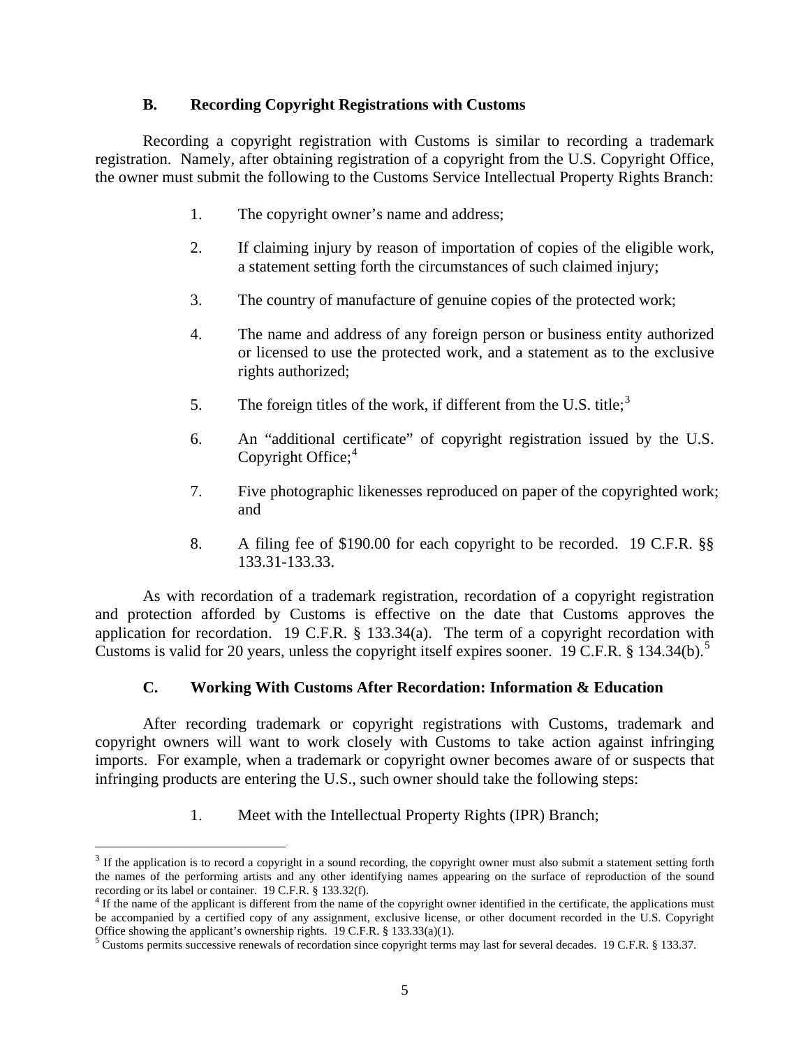### B. Recording Copyright Registrations with Customs

Recording a copyright registration with Customs is similar to recording a trademark registration. Namely, after obtaining registration of a copyright from the U.S. Copyright Office, the owner must submit the following to the Customs Service Intellectual Property Rights Branch:

1. The copyright owner's name and address;
2. If claiming injury by reason of importation of copies of the eligible work, a statement setting forth the circumstances of such claimed injury;
3. The country of manufacture of genuine copies of the protected work;
4. The name and address of any foreign person or business entity authorized or licensed to use the protected work, and a statement as to the exclusive rights authorized;
5. The foreign titles of the work, if different from the U.S. title;[3]
6. An "additional certificate" of copyright registration issued by the U.S. Copyright Office;[4]
7. Five photographic likenesses reproduced on paper of the copyrighted work; and
8. A filing fee of $190.00 for each copyright to be recorded. 19 C.F.R. §§ 133.31-133.33.

As with recordation of a trademark registration, recordation of a copyright registration and protection afforded by Customs is effective on the date that Customs approves the application for recordation. 19 C.F.R. § 133.34(a). The term of a copyright recordation with Customs is valid for 20 years, unless the copyright itself expires sooner. 19 C.F.R. § 134.34(b).[5]

### C. Working With Customs After Recordation: Information & Education

After recording trademark or copyright registrations with Customs, trademark and copyright owners will want to work closely with Customs to take action against infringing imports. For example, when a trademark or copyright owner becomes aware of or suspects that infringing products are entering the U.S., such owner should take the following steps:

1. Meet with the Intellectual Property Rights (IPR) Branch;

---

[3] If the application is to record a copyright in a sound recording, the copyright owner must also submit a statement setting forth the names of the performing artists and any other identifying names appearing on the surface of reproduction of the sound recording or its label or container. 19 C.F.R. § 133.32(f).

[4] If the name of the applicant is different from the name of the copyright owner identified in the certificate, the applications must be accompanied by a certified copy of any assignment, exclusive license, or other document recorded in the U.S. Copyright Office showing the applicant's ownership rights. 19 C.F.R. § 133.33(a)(1).

[5] Customs permits successive renewals of recordation since copyright terms may last for several decades. 19 C.F.R. § 133.37.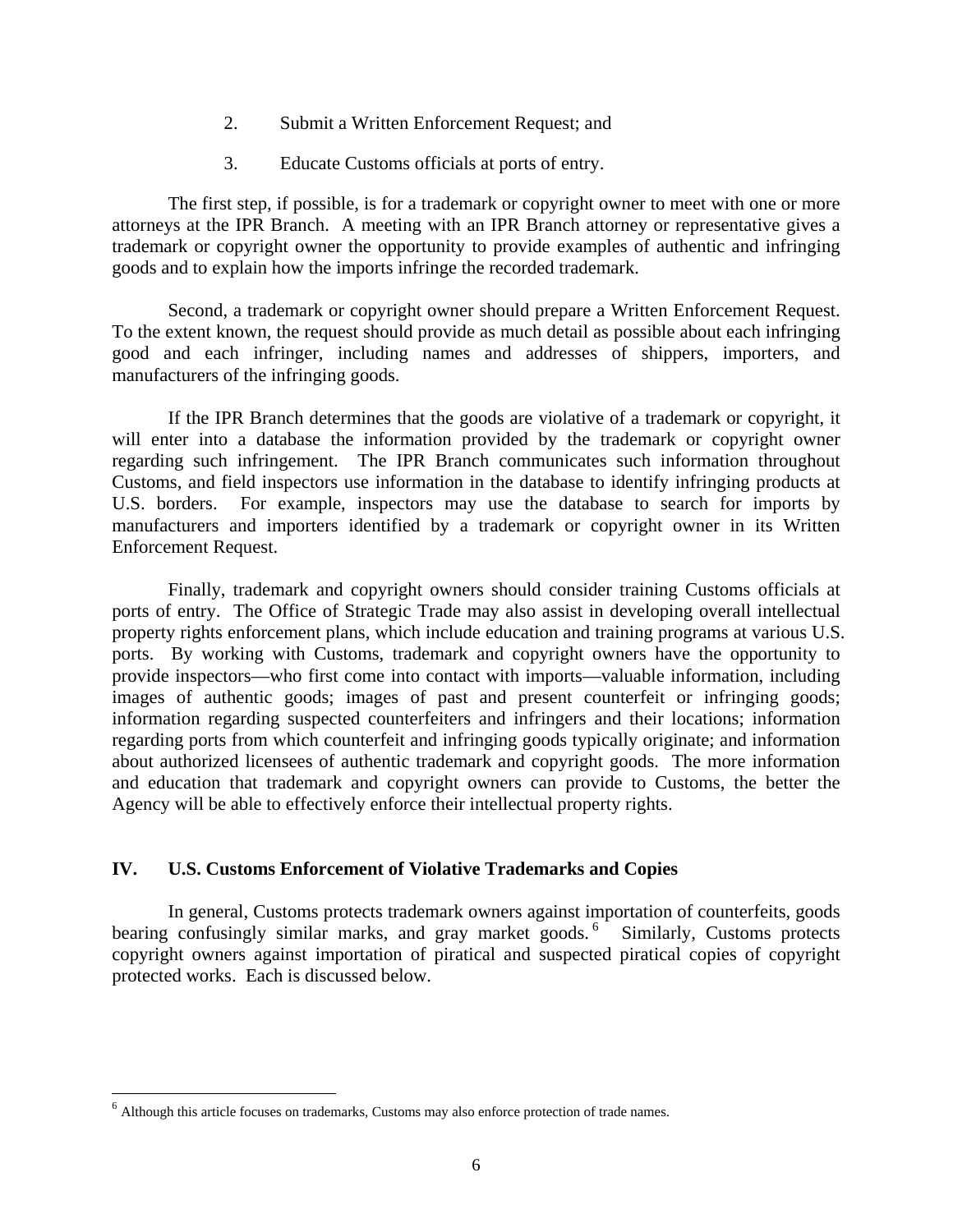2. Submit a Written Enforcement Request; and

3. Educate Customs officials at ports of entry.

The first step, if possible, is for a trademark or copyright owner to meet with one or more attorneys at the IPR Branch. A meeting with an IPR Branch attorney or representative gives a trademark or copyright owner the opportunity to provide examples of authentic and infringing goods and to explain how the imports infringe the recorded trademark.

Second, a trademark or copyright owner should prepare a Written Enforcement Request. To the extent known, the request should provide as much detail as possible about each infringing good and each infringer, including names and addresses of shippers, importers, and manufacturers of the infringing goods.

If the IPR Branch determines that the goods are violative of a trademark or copyright, it will enter into a database the information provided by the trademark or copyright owner regarding such infringement. The IPR Branch communicates such information throughout Customs, and field inspectors use information in the database to identify infringing products at U.S. borders. For example, inspectors may use the database to search for imports by manufacturers and importers identified by a trademark or copyright owner in its Written Enforcement Request.

Finally, trademark and copyright owners should consider training Customs officials at ports of entry. The Office of Strategic Trade may also assist in developing overall intellectual property rights enforcement plans, which include education and training programs at various U.S. ports. By working with Customs, trademark and copyright owners have the opportunity to provide inspectors—who first come into contact with imports—valuable information, including images of authentic goods; images of past and present counterfeit or infringing goods; information regarding suspected counterfeiters and infringers and their locations; information regarding ports from which counterfeit and infringing goods typically originate; and information about authorized licensees of authentic trademark and copyright goods. The more information and education that trademark and copyright owners can provide to Customs, the better the Agency will be able to effectively enforce their intellectual property rights.

## IV. U.S. Customs Enforcement of Violative Trademarks and Copies

In general, Customs protects trademark owners against importation of counterfeits, goods bearing confusingly similar marks, and gray market goods.[6] Similarly, Customs protects copyright owners against importation of piratical and suspected piratical copies of copyright protected works. Each is discussed below.

---

[6] Although this article focuses on trademarks, Customs may also enforce protection of trade names.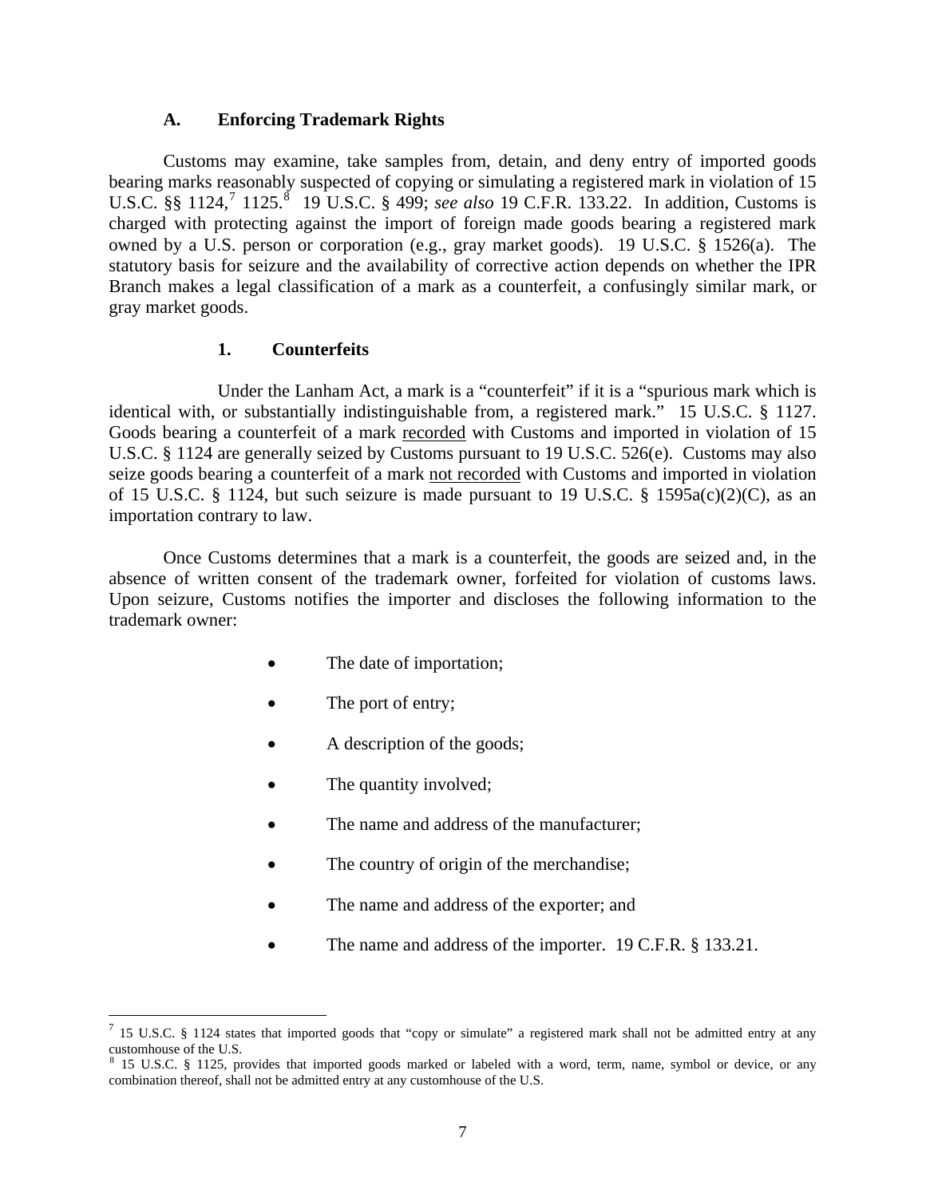### A. Enforcing Trademark Rights

Customs may examine, take samples from, detain, and deny entry of imported goods bearing marks reasonably suspected of copying or simulating a registered mark in violation of 15 U.S.C. §§ 1124,[7] 1125.[8] 19 U.S.C. § 499; *see also* 19 C.F.R. 133.22. In addition, Customs is charged with protecting against the import of foreign made goods bearing a registered mark owned by a U.S. person or corporation (e.g., gray market goods). 19 U.S.C. § 1526(a). The statutory basis for seizure and the availability of corrective action depends on whether the IPR Branch makes a legal classification of a mark as a counterfeit, a confusingly similar mark, or gray market goods.

#### 1. Counterfeits

Under the Lanham Act, a mark is a "counterfeit" if it is a "spurious mark which is identical with, or substantially indistinguishable from, a registered mark." 15 U.S.C. § 1127. Goods bearing a counterfeit of a mark <u>recorded</u> with Customs and imported in violation of 15 U.S.C. § 1124 are generally seized by Customs pursuant to 19 U.S.C. 526(e). Customs may also seize goods bearing a counterfeit of a mark <u>not recorded</u> with Customs and imported in violation of 15 U.S.C. § 1124, but such seizure is made pursuant to 19 U.S.C. § 1595a(c)(2)(C), as an importation contrary to law.

Once Customs determines that a mark is a counterfeit, the goods are seized and, in the absence of written consent of the trademark owner, forfeited for violation of customs laws. Upon seizure, Customs notifies the importer and discloses the following information to the trademark owner:

- The date of importation;
- The port of entry;
- A description of the goods;
- The quantity involved;
- The name and address of the manufacturer;
- The country of origin of the merchandise;
- The name and address of the exporter; and
- The name and address of the importer. 19 C.F.R. § 133.21.

---

[7] 15 U.S.C. § 1124 states that imported goods that "copy or simulate" a registered mark shall not be admitted entry at any customhouse of the U.S.

[8] 15 U.S.C. § 1125, provides that imported goods marked or labeled with a word, term, name, symbol or device, or any combination thereof, shall not be admitted entry at any customhouse of the U.S.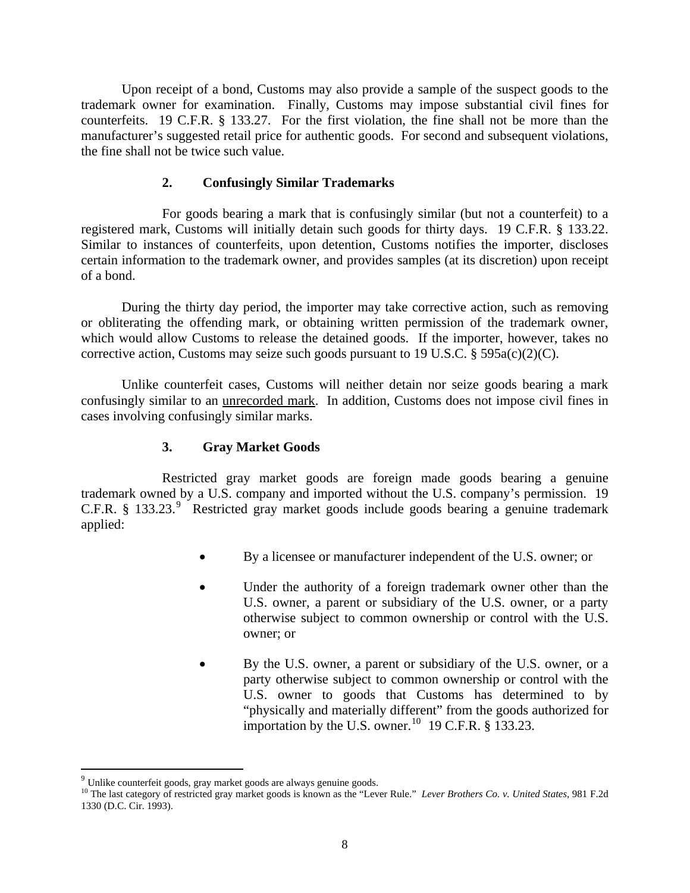Upon receipt of a bond, Customs may also provide a sample of the suspect goods to the trademark owner for examination. Finally, Customs may impose substantial civil fines for counterfeits. 19 C.F.R. § 133.27. For the first violation, the fine shall not be more than the manufacturer's suggested retail price for authentic goods. For second and subsequent violations, the fine shall not be twice such value.

### 2. Confusingly Similar Trademarks

For goods bearing a mark that is confusingly similar (but not a counterfeit) to a registered mark, Customs will initially detain such goods for thirty days. 19 C.F.R. § 133.22. Similar to instances of counterfeits, upon detention, Customs notifies the importer, discloses certain information to the trademark owner, and provides samples (at its discretion) upon receipt of a bond.

During the thirty day period, the importer may take corrective action, such as removing or obliterating the offending mark, or obtaining written permission of the trademark owner, which would allow Customs to release the detained goods. If the importer, however, takes no corrective action, Customs may seize such goods pursuant to 19 U.S.C. § 595a(c)(2)(C).

Unlike counterfeit cases, Customs will neither detain nor seize goods bearing a mark confusingly similar to an <u>unrecorded mark</u>. In addition, Customs does not impose civil fines in cases involving confusingly similar marks.

### 3. Gray Market Goods

Restricted gray market goods are foreign made goods bearing a genuine trademark owned by a U.S. company and imported without the U.S. company's permission. 19 C.F.R. § 133.23.[9] Restricted gray market goods include goods bearing a genuine trademark applied:

- By a licensee or manufacturer independent of the U.S. owner; or
- Under the authority of a foreign trademark owner other than the U.S. owner, a parent or subsidiary of the U.S. owner, or a party otherwise subject to common ownership or control with the U.S. owner; or
- By the U.S. owner, a parent or subsidiary of the U.S. owner, or a party otherwise subject to common ownership or control with the U.S. owner to goods that Customs has determined to by "physically and materially different" from the goods authorized for importation by the U.S. owner.[10] 19 C.F.R. § 133.23.

---

[9] Unlike counterfeit goods, gray market goods are always genuine goods.

[10] The last category of restricted gray market goods is known as the "Lever Rule." *Lever Brothers Co. v. United States*, 981 F.2d 1330 (D.C. Cir. 1993).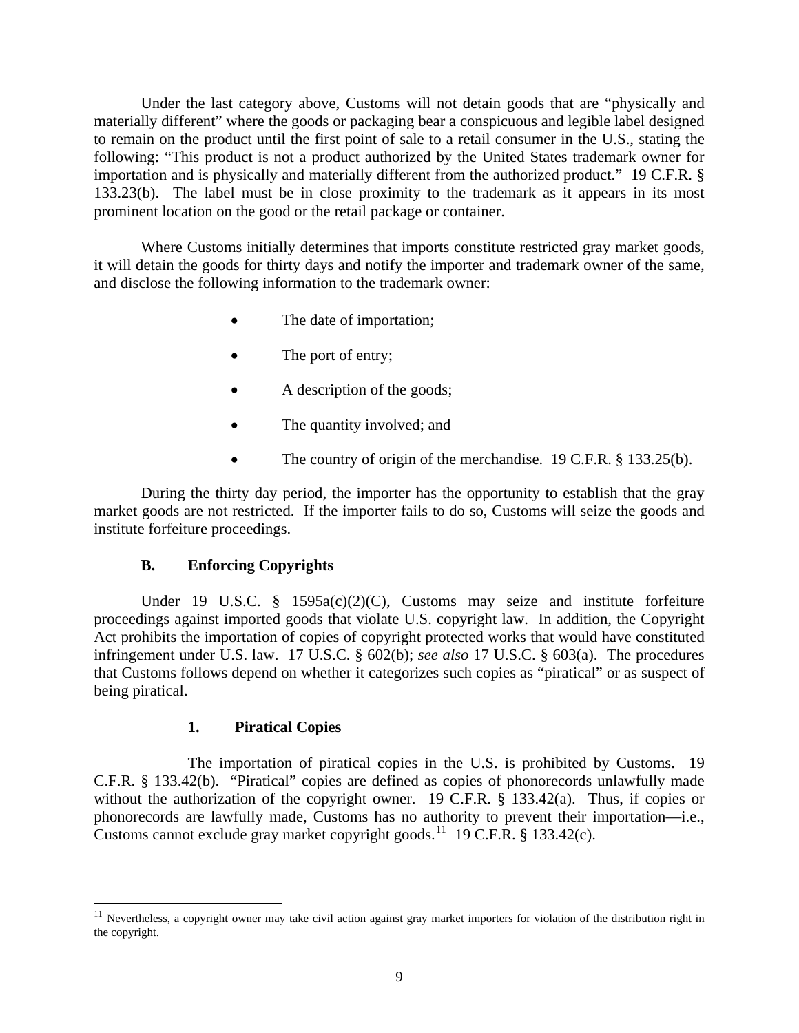Under the last category above, Customs will not detain goods that are "physically and materially different" where the goods or packaging bear a conspicuous and legible label designed to remain on the product until the first point of sale to a retail consumer in the U.S., stating the following: "This product is not a product authorized by the United States trademark owner for importation and is physically and materially different from the authorized product." 19 C.F.R. § 133.23(b). The label must be in close proximity to the trademark as it appears in its most prominent location on the good or the retail package or container.

Where Customs initially determines that imports constitute restricted gray market goods, it will detain the goods for thirty days and notify the importer and trademark owner of the same, and disclose the following information to the trademark owner:

- The date of importation;
- The port of entry;
- A description of the goods;
- The quantity involved; and
- The country of origin of the merchandise. 19 C.F.R. § 133.25(b).

During the thirty day period, the importer has the opportunity to establish that the gray market goods are not restricted. If the importer fails to do so, Customs will seize the goods and institute forfeiture proceedings.

### B. Enforcing Copyrights

Under 19 U.S.C. § 1595a(c)(2)(C), Customs may seize and institute forfeiture proceedings against imported goods that violate U.S. copyright law. In addition, the Copyright Act prohibits the importation of copies of copyright protected works that would have constituted infringement under U.S. law. 17 U.S.C. § 602(b); *see also* 17 U.S.C. § 603(a). The procedures that Customs follows depend on whether it categorizes such copies as "piratical" or as suspect of being piratical.

#### 1. Piratical Copies

The importation of piratical copies in the U.S. is prohibited by Customs. 19 C.F.R. § 133.42(b). "Piratical" copies are defined as copies of phonorecords unlawfully made without the authorization of the copyright owner. 19 C.F.R. § 133.42(a). Thus, if copies or phonorecords are lawfully made, Customs has no authority to prevent their importation—i.e., Customs cannot exclude gray market copyright goods.[11] 19 C.F.R. § 133.42(c).

[11] Nevertheless, a copyright owner may take civil action against gray market importers for violation of the distribution right in the copyright.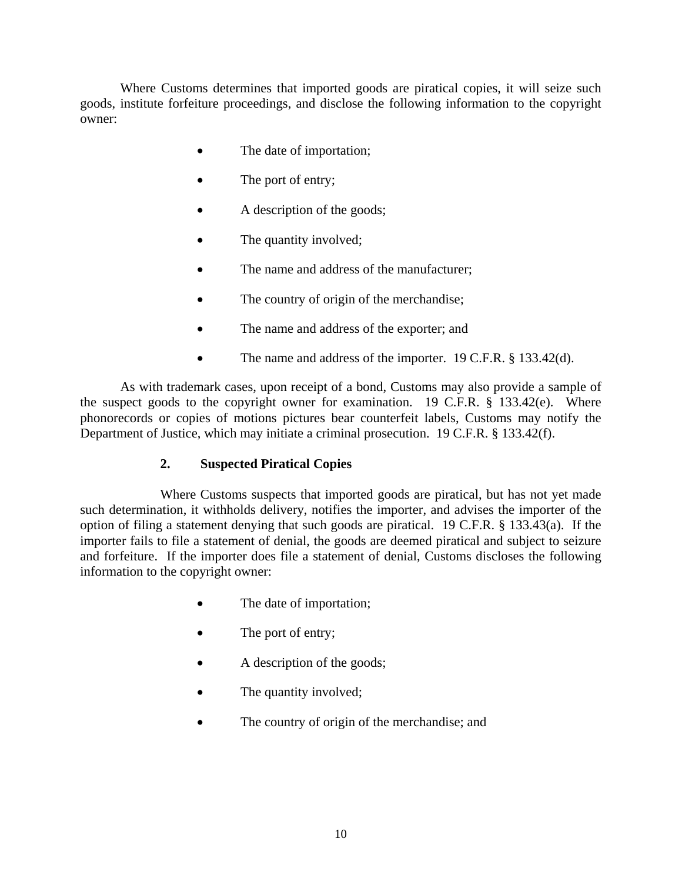Where Customs determines that imported goods are piratical copies, it will seize such goods, institute forfeiture proceedings, and disclose the following information to the copyright owner:

- The date of importation;
- The port of entry;
- A description of the goods;
- The quantity involved;
- The name and address of the manufacturer;
- The country of origin of the merchandise;
- The name and address of the exporter; and
- The name and address of the importer. 19 C.F.R. § 133.42(d).

As with trademark cases, upon receipt of a bond, Customs may also provide a sample of the suspect goods to the copyright owner for examination. 19 C.F.R. § 133.42(e). Where phonorecords or copies of motions pictures bear counterfeit labels, Customs may notify the Department of Justice, which may initiate a criminal prosecution. 19 C.F.R. § 133.42(f).

### 2. Suspected Piratical Copies

Where Customs suspects that imported goods are piratical, but has not yet made such determination, it withholds delivery, notifies the importer, and advises the importer of the option of filing a statement denying that such goods are piratical. 19 C.F.R. § 133.43(a). If the importer fails to file a statement of denial, the goods are deemed piratical and subject to seizure and forfeiture. If the importer does file a statement of denial, Customs discloses the following information to the copyright owner:

- The date of importation;
- The port of entry;
- A description of the goods;
- The quantity involved;
- The country of origin of the merchandise; and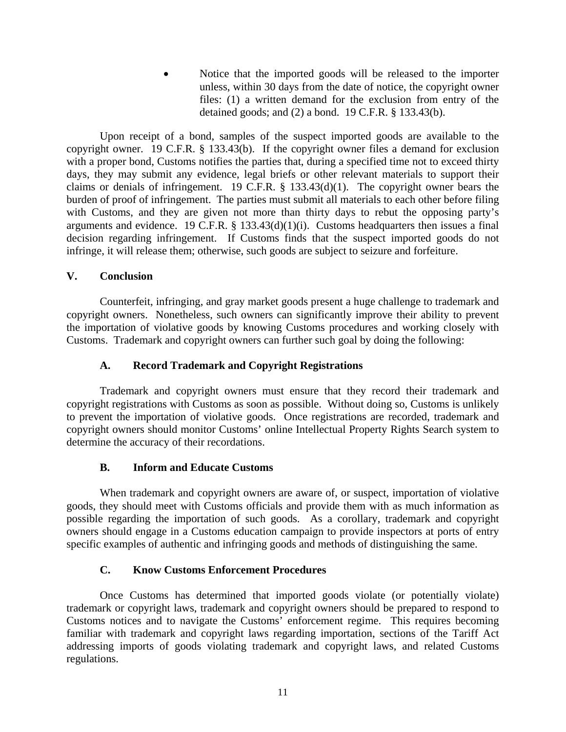- Notice that the imported goods will be released to the importer unless, within 30 days from the date of notice, the copyright owner files: (1) a written demand for the exclusion from entry of the detained goods; and (2) a bond. 19 C.F.R. § 133.43(b).

Upon receipt of a bond, samples of the suspect imported goods are available to the copyright owner. 19 C.F.R. § 133.43(b). If the copyright owner files a demand for exclusion with a proper bond, Customs notifies the parties that, during a specified time not to exceed thirty days, they may submit any evidence, legal briefs or other relevant materials to support their claims or denials of infringement. 19 C.F.R. § 133.43(d)(1). The copyright owner bears the burden of proof of infringement. The parties must submit all materials to each other before filing with Customs, and they are given not more than thirty days to rebut the opposing party's arguments and evidence. 19 C.F.R. § 133.43(d)(1)(i). Customs headquarters then issues a final decision regarding infringement. If Customs finds that the suspect imported goods do not infringe, it will release them; otherwise, such goods are subject to seizure and forfeiture.

## V. Conclusion

Counterfeit, infringing, and gray market goods present a huge challenge to trademark and copyright owners. Nonetheless, such owners can significantly improve their ability to prevent the importation of violative goods by knowing Customs procedures and working closely with Customs. Trademark and copyright owners can further such goal by doing the following:

### A. Record Trademark and Copyright Registrations

Trademark and copyright owners must ensure that they record their trademark and copyright registrations with Customs as soon as possible. Without doing so, Customs is unlikely to prevent the importation of violative goods. Once registrations are recorded, trademark and copyright owners should monitor Customs' online Intellectual Property Rights Search system to determine the accuracy of their recordations.

### B. Inform and Educate Customs

When trademark and copyright owners are aware of, or suspect, importation of violative goods, they should meet with Customs officials and provide them with as much information as possible regarding the importation of such goods. As a corollary, trademark and copyright owners should engage in a Customs education campaign to provide inspectors at ports of entry specific examples of authentic and infringing goods and methods of distinguishing the same.

### C. Know Customs Enforcement Procedures

Once Customs has determined that imported goods violate (or potentially violate) trademark or copyright laws, trademark and copyright owners should be prepared to respond to Customs notices and to navigate the Customs' enforcement regime. This requires becoming familiar with trademark and copyright laws regarding importation, sections of the Tariff Act addressing imports of goods violating trademark and copyright laws, and related Customs regulations.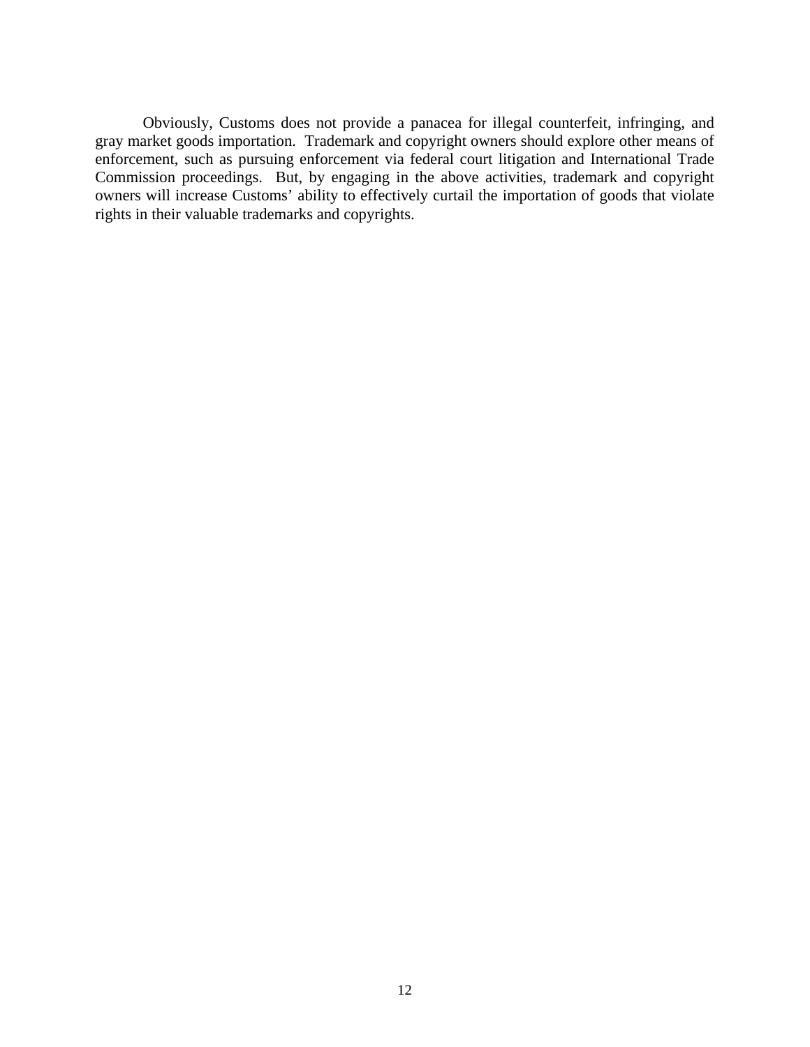Obviously, Customs does not provide a panacea for illegal counterfeit, infringing, and gray market goods importation. Trademark and copyright owners should explore other means of enforcement, such as pursuing enforcement via federal court litigation and International Trade Commission proceedings. But, by engaging in the above activities, trademark and copyright owners will increase Customs' ability to effectively curtail the importation of goods that violate rights in their valuable trademarks and copyrights.